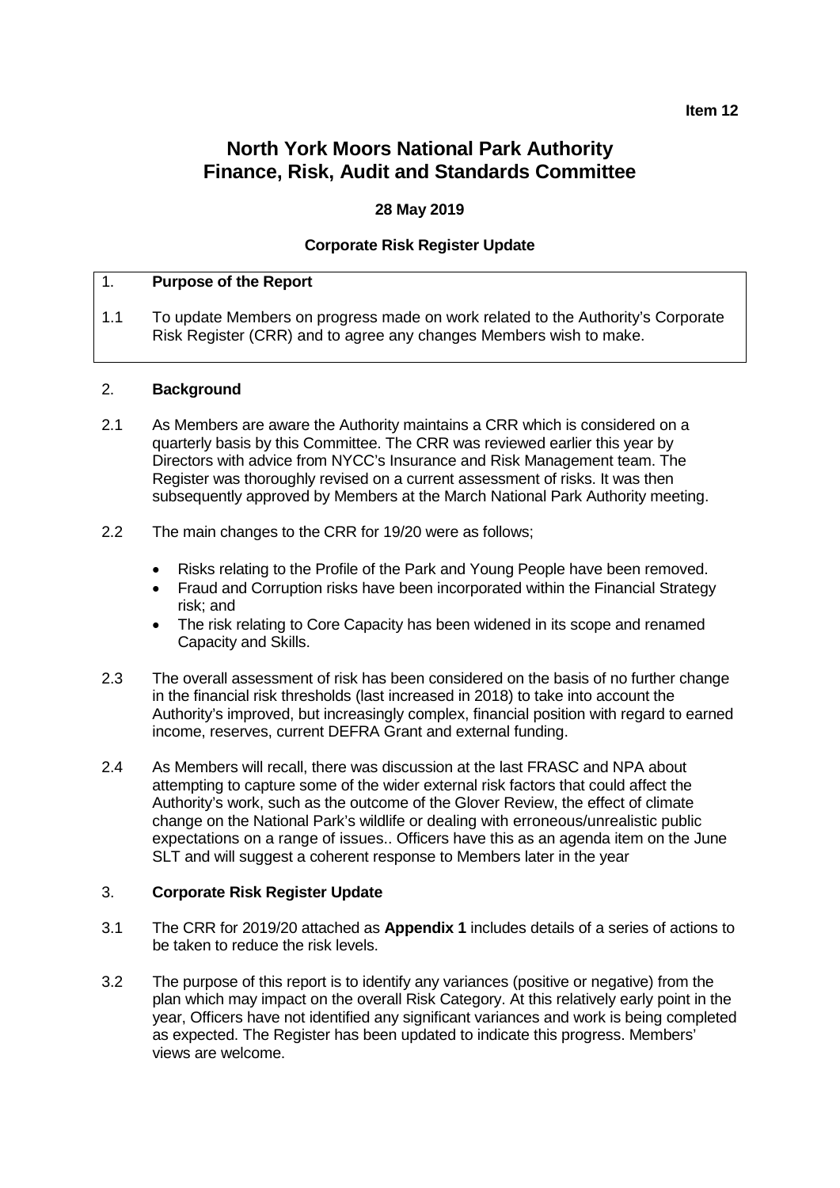**Item 12**

# North York Moors National Park Authority
# Finance, Risk, Audit and Standards Committee

**28 May 2019**

**Corporate Risk Register Update**

## 1. Purpose of the Report

1.1 To update Members on progress made on work related to the Authority's Corporate Risk Register (CRR) and to agree any changes Members wish to make.

## 2. Background

2.1 As Members are aware the Authority maintains a CRR which is considered on a quarterly basis by this Committee. The CRR was reviewed earlier this year by Directors with advice from NYCC's Insurance and Risk Management team. The Register was thoroughly revised on a current assessment of risks. It was then subsequently approved by Members at the March National Park Authority meeting.

2.2 The main changes to the CRR for 19/20 were as follows;

- Risks relating to the Profile of the Park and Young People have been removed.
- Fraud and Corruption risks have been incorporated within the Financial Strategy risk; and
- The risk relating to Core Capacity has been widened in its scope and renamed Capacity and Skills.

2.3 The overall assessment of risk has been considered on the basis of no further change in the financial risk thresholds (last increased in 2018) to take into account the Authority's improved, but increasingly complex, financial position with regard to earned income, reserves, current DEFRA Grant and external funding.

2.4 As Members will recall, there was discussion at the last FRASC and NPA about attempting to capture some of the wider external risk factors that could affect the Authority's work, such as the outcome of the Glover Review, the effect of climate change on the National Park's wildlife or dealing with erroneous/unrealistic public expectations on a range of issues.. Officers have this as an agenda item on the June SLT and will suggest a coherent response to Members later in the year

## 3. Corporate Risk Register Update

3.1 The CRR for 2019/20 attached as **Appendix 1** includes details of a series of actions to be taken to reduce the risk levels.

3.2 The purpose of this report is to identify any variances (positive or negative) from the plan which may impact on the overall Risk Category. At this relatively early point in the year, Officers have not identified any significant variances and work is being completed as expected. The Register has been updated to indicate this progress. Members' views are welcome.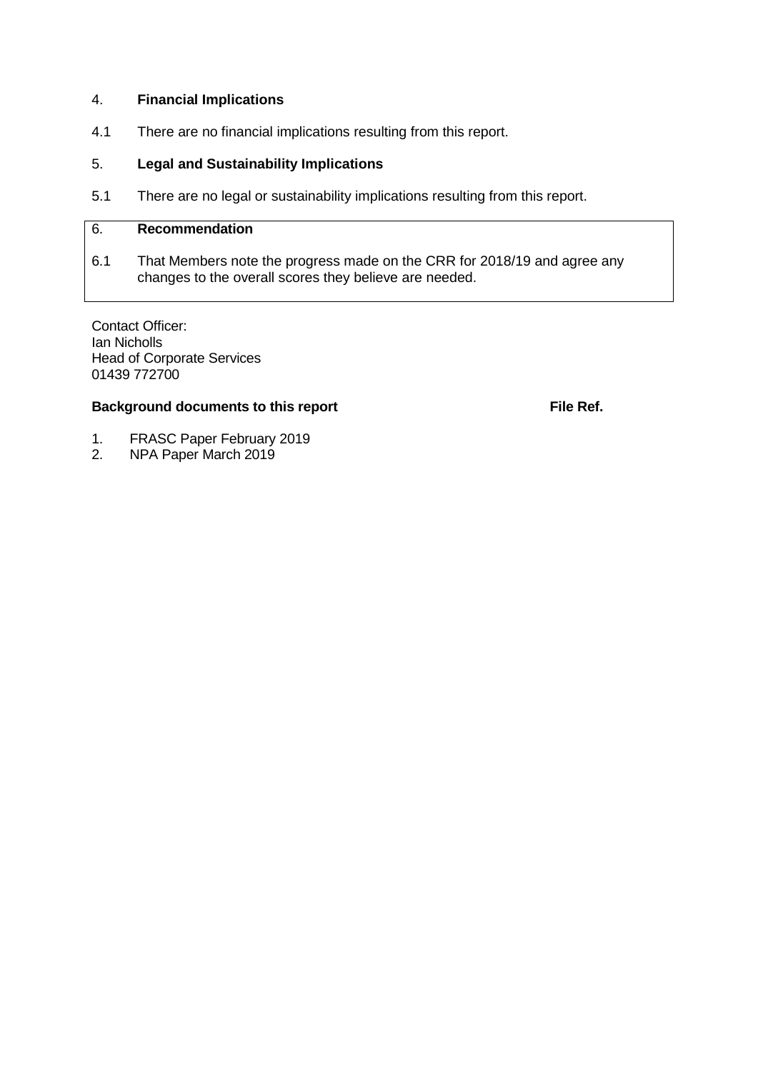## 4. **Financial Implications**

4.1 There are no financial implications resulting from this report.

## 5. **Legal and Sustainability Implications**

5.1 There are no legal or sustainability implications resulting from this report.

## 6. **Recommendation**

6.1 That Members note the progress made on the CRR for 2018/19 and agree any changes to the overall scores they believe are needed.

Contact Officer:
Ian Nicholls
Head of Corporate Services
01439 772700

**Background documents to this report** **File Ref.**

1. FRASC Paper February 2019
2. NPA Paper March 2019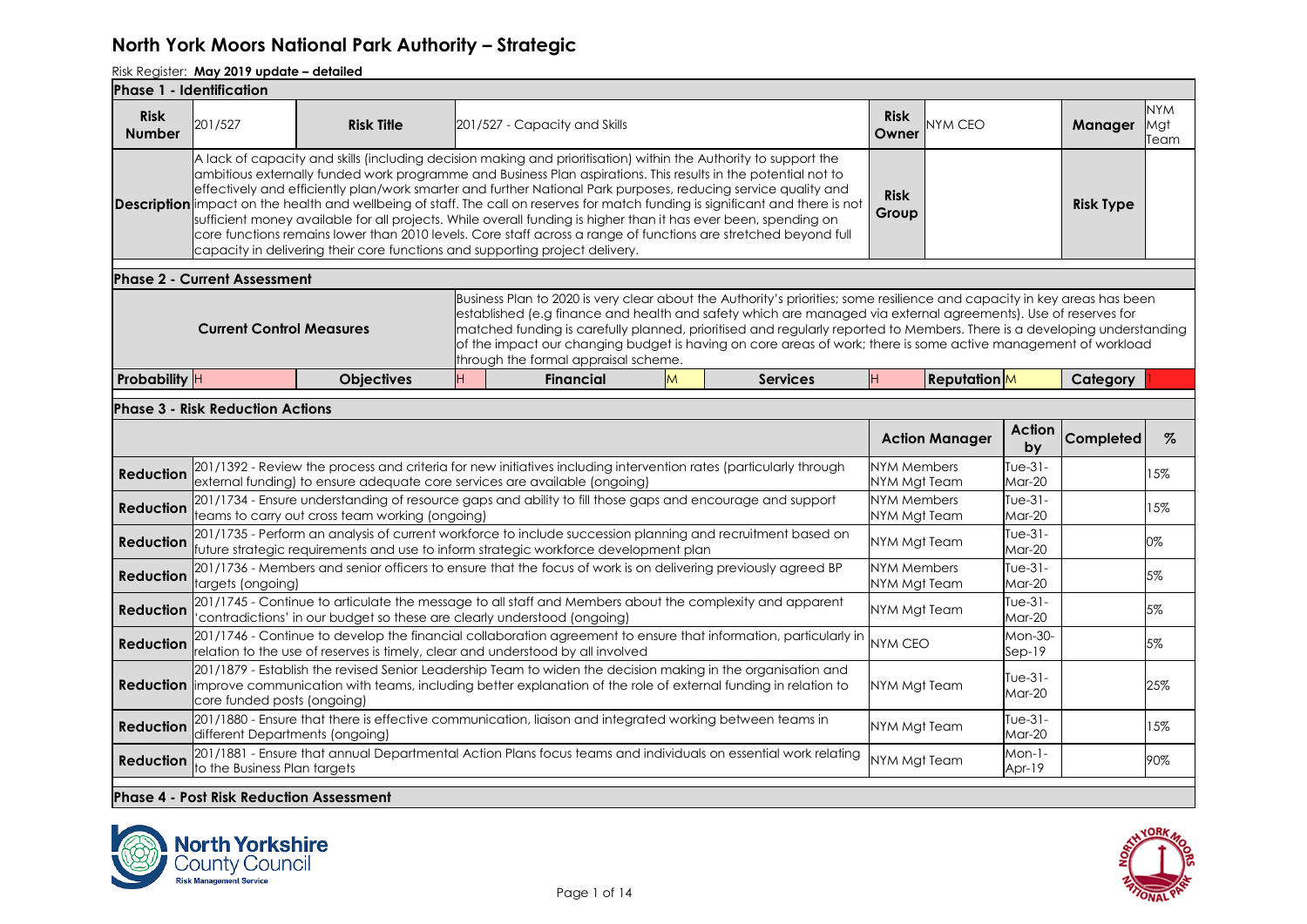# North York Moors National Park Authority – Strategic

Risk Register: **May 2019 update – detailed**

**Phase 1 - Identification**

| **Risk Number** | 201/527 | **Risk Title** | 201/527 - Capacity and Skills | **Risk Owner** | NYM CEO | **Manager** | NYM Mgt Team |
|---|---|---|---|---|---|---|---|
| **Description** | A lack of capacity and skills (including decision making and prioritisation) within the Authority to support the ambitious externally funded work programme and Business Plan aspirations. This results in the potential not to effectively and efficiently plan/work smarter and further National Park purposes, reducing service quality and impact on the health and wellbeing of staff. The call on reserves for match funding is significant and there is not sufficient money available for all projects. While overall funding is higher than it has ever been, spending on core functions remains lower than 2010 levels. Core staff across a range of functions are stretched beyond full capacity in delivering their core functions and supporting project delivery. | | | **Risk Group** | | **Risk Type** | |

**Phase 2 - Current Assessment**

| **Current Control Measures** | Business Plan to 2020 is very clear about the Authority's priorities; some resilience and capacity in key areas has been established (e.g finance and health and safety which are managed via external agreements). Use of reserves for matched funding is carefully planned, prioritised and regularly reported to Members. There is a developing understanding of the impact our changing budget is having on core areas of work; there is some active management of workload through the formal appraisal scheme. |
|---|---|

| **Probability** | H | **Objectives** | H | **Financial** | M | **Services** | H | **Reputation** | M | **Category** | 1 |
|---|---|---|---|---|---|---|---|---|---|---|---|

**Phase 3 - Risk Reduction Actions**

| | | **Action Manager** | **Action by** | **Completed** | **%** |
|---|---|---|---|---|---|
| **Reduction** | 201/1392 - Review the process and criteria for new initiatives including intervention rates (particularly through external funding) to ensure adequate core services are available (ongoing) | NYM Members NYM Mgt Team | Tue-31-Mar-20 | | 15% |
| **Reduction** | 201/1734 - Ensure understanding of resource gaps and ability to fill those gaps and encourage and support teams to carry out cross team working (ongoing) | NYM Members NYM Mgt Team | Tue-31-Mar-20 | | 15% |
| **Reduction** | 201/1735 - Perform an analysis of current workforce to include succession planning and recruitment based on future strategic requirements and use to inform strategic workforce development plan | NYM Mgt Team | Tue-31-Mar-20 | | 0% |
| **Reduction** | 201/1736 - Members and senior officers to ensure that the focus of work is on delivering previously agreed BP targets (ongoing) | NYM Members NYM Mgt Team | Tue-31-Mar-20 | | 5% |
| **Reduction** | 201/1745 - Continue to articulate the message to all staff and Members about the complexity and apparent 'contradictions' in our budget so these are clearly understood (ongoing) | NYM Mgt Team | Tue-31-Mar-20 | | 5% |
| **Reduction** | 201/1746 - Continue to develop the financial collaboration agreement to ensure that information, particularly in relation to the use of reserves is timely, clear and understood by all involved | NYM CEO | Mon-30-Sep-19 | | 5% |
| **Reduction** | 201/1879 - Establish the revised Senior Leadership Team to widen the decision making in the organisation and improve communication with teams, including better explanation of the role of external funding in relation to core funded posts (ongoing) | NYM Mgt Team | Tue-31-Mar-20 | | 25% |
| **Reduction** | 201/1880 - Ensure that there is effective communication, liaison and integrated working between teams in different Departments (ongoing) | NYM Mgt Team | Tue-31-Mar-20 | | 15% |
| **Reduction** | 201/1881 - Ensure that annual Departmental Action Plans focus teams and individuals on essential work relating to the Business Plan targets | NYM Mgt Team | Mon-1-Apr-19 | | 90% |

**Phase 4 - Post Risk Reduction Assessment**

North Yorkshire County Council
Risk Management Service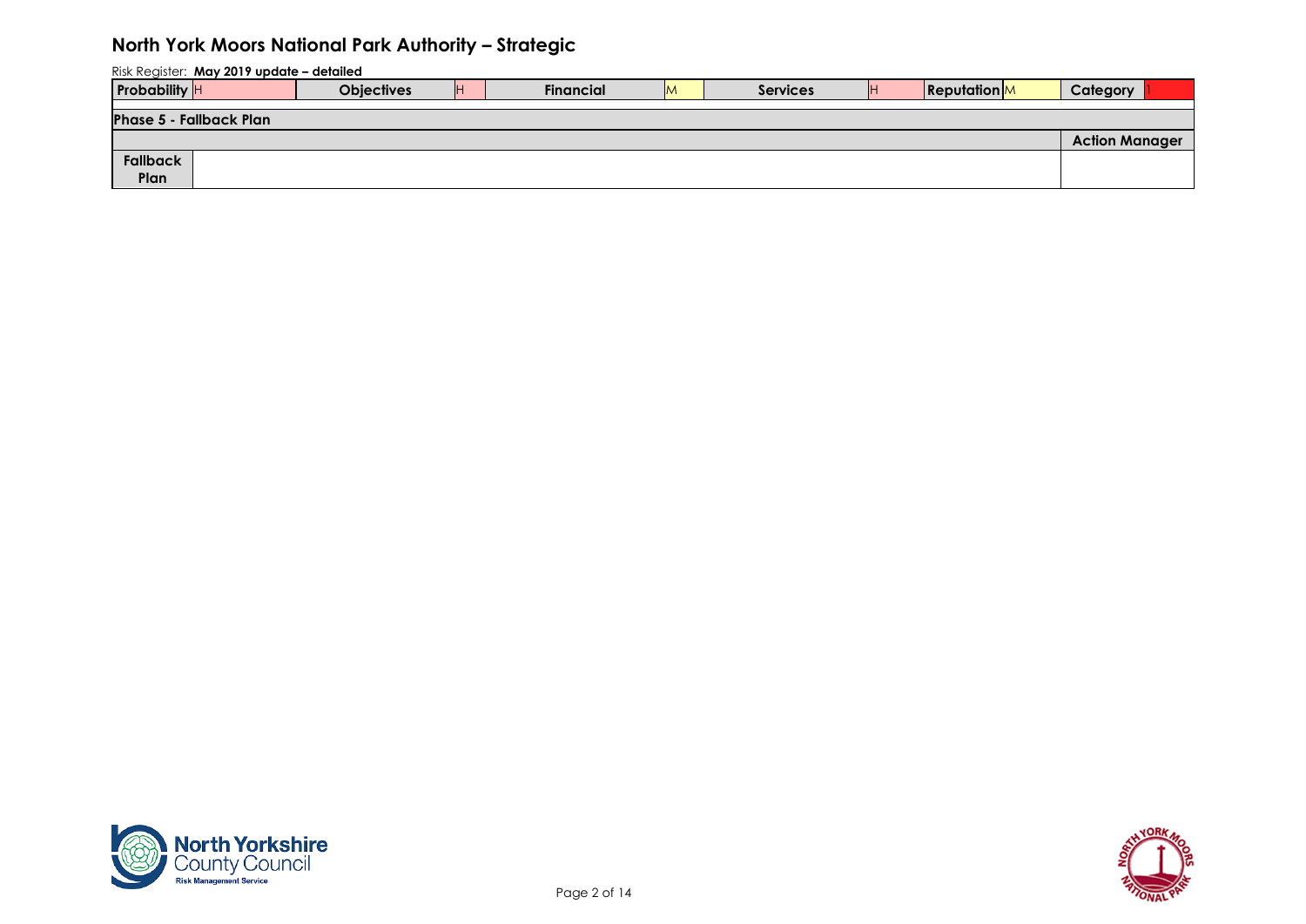# North York Moors National Park Authority – Strategic

Risk Register: **May 2019 update – detailed**

| **Probability** | H | **Objectives** | H | **Financial** | M | **Services** | H | **Reputation** | M | **Category** | 1 |
|---|---|---|---|---|---|---|---|---|---|---|---|

**Phase 5 - Fallback Plan**

| | | **Action Manager** |
|---|---|---|
| **Fallback Plan** | | |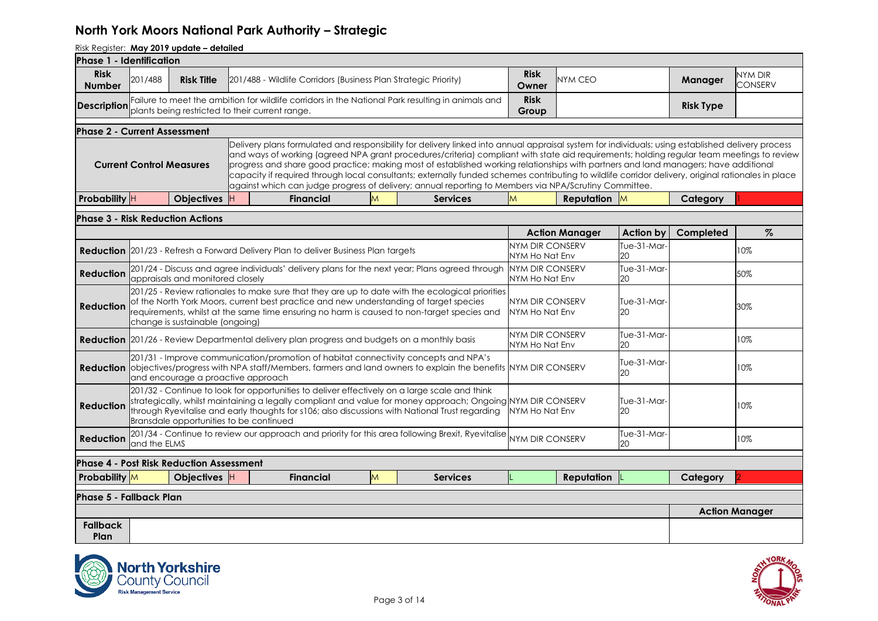# North York Moors National Park Authority – Strategic

Risk Register: **May 2019 update – detailed**

**Phase 1 - Identification**

| | | | | | | | |
|---|---|---|---|---|---|---|---|
| **Risk Number** | 201/488 | **Risk Title** | 201/488 - Wildlife Corridors (Business Plan Strategic Priority) | **Risk Owner** | NYM CEO | **Manager** | NYM DIR CONSERV |
| **Description** | Failure to meet the ambition for wildlife corridors in the National Park resulting in animals and plants being restricted to their current range. | | | **Risk Group** | | **Risk Type** | |

**Phase 2 - Current Assessment**

| | |
|---|---|
| **Current Control Measures** | Delivery plans formulated and responsibility for delivery linked into annual appraisal system for individuals; using established delivery process and ways of working (agreed NPA grant procedures/criteria) compliant with state aid requirements; holding regular team meetings to review progress and share good practice; making most of established working relationships with partners and land managers; have additional capacity if required through local consultants; externally funded schemes contributing to wildlife corridor delivery, original rationales in place against which can judge progress of delivery; annual reporting to Members via NPA/Scrutiny Committee. |

| **Probability** | **Objectives** | **Financial** | **Services** | **Reputation** | **Category** |
|---|---|---|---|---|---|
| H | H | M | M | M | 1 |

**Phase 3 - Risk Reduction Actions**

| | | **Action Manager** | **Action by** | **Completed** | **%** |
|---|---|---|---|---|---|
| **Reduction** | 201/23 - Refresh a Forward Delivery Plan to deliver Business Plan targets | NYM DIR CONSERV NYM Ho Nat Env | Tue-31-Mar-20 | | 10% |
| **Reduction** | 201/24 - Discuss and agree individuals' delivery plans for the next year; Plans agreed through appraisals and monitored closely | NYM DIR CONSERV NYM Ho Nat Env | Tue-31-Mar-20 | | 50% |
| **Reduction** | 201/25 - Review rationales to make sure that they are up to date with the ecological priorities of the North York Moors, current best practice and new understanding of target species requirements, whilst at the same time ensuring no harm is caused to non-target species and change is sustainable (ongoing) | NYM DIR CONSERV NYM Ho Nat Env | Tue-31-Mar-20 | | 30% |
| **Reduction** | 201/26 - Review Departmental delivery plan progress and budgets on a monthly basis | NYM DIR CONSERV NYM Ho Nat Env | Tue-31-Mar-20 | | 10% |
| **Reduction** | 201/31 - Improve communication/promotion of habitat connectivity concepts and NPA's objectives/progress with NPA staff/Members, farmers and land owners to explain the benefits and encourage a proactive approach | NYM DIR CONSERV | Tue-31-Mar-20 | | 10% |
| **Reduction** | 201/32 - Continue to look for opportunities to deliver effectively on a large scale and think strategically, whilst maintaining a legally compliant and value for money approach; Ongoing through Ryevitalise and early thoughts for s106; also discussions with National Trust regarding Bransdale opportunities to be continued | NYM DIR CONSERV NYM Ho Nat Env | Tue-31-Mar-20 | | 10% |
| **Reduction** | 201/34 - Continue to review our approach and priority for this area following Brexit, Ryevitalise and the ELMS | NYM DIR CONSERV | Tue-31-Mar-20 | | 10% |

**Phase 4 - Post Risk Reduction Assessment**

| **Probability** | **Objectives** | **Financial** | **Services** | **Reputation** | **Category** |
|---|---|---|---|---|---|
| M | H | M | L | L | 2 |

**Phase 5 - Fallback Plan**

| | | **Action Manager** |
|---|---|---|
| **Fallback Plan** | | |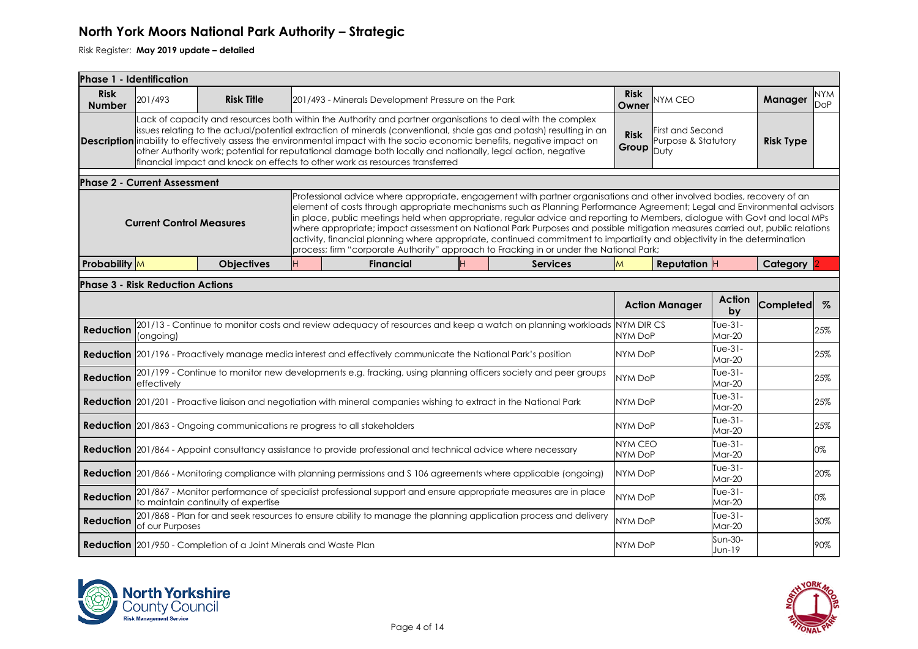# North York Moors National Park Authority – Strategic

Risk Register: **May 2019 update – detailed**

| **Phase 1 - Identification** | | | | | | | | | | |
|---|---|---|---|---|---|---|---|---|---|---|
| **Risk Number** | 201/493 | **Risk Title** | 201/493 - Minerals Development Pressure on the Park | | | **Risk Owner** | NYM CEO | | **Manager** | NYM DoP |
| **Description** | Lack of capacity and resources both within the Authority and partner organisations to deal with the complex issues relating to the actual/potential extraction of minerals (conventional, shale gas and potash) resulting in an inability to effectively assess the environmental impact with the socio economic benefits, negative impact on other Authority work; potential for reputational damage both locally and nationally, legal action, negative financial impact and knock on effects to other work as resources transferred | | | | | **Risk Group** | First and Second Purpose & Statutory Duty | | **Risk Type** | |

| **Phase 2 - Current Assessment** | | | | | | | | | | |
|---|---|---|---|---|---|---|---|---|---|---|
| **Current Control Measures** | | Professional advice where appropriate, engagement with partner organisations and other involved bodies, recovery of an element of costs through appropriate mechanisms such as Planning Performance Agreement; Legal and Environmental advisors in place, public meetings held when appropriate, regular advice and reporting to Members, dialogue with Govt and local MPs where appropriate; impact assessment on National Park Purposes and possible mitigation measures carried out, public relations activity, financial planning where appropriate, continued commitment to impartiality and objectivity in the determination process; firm "corporate Authority" approach to Fracking in or under the National Park; | | | | | | | | |
| **Probability** | M | **Objectives** | H | **Financial** | H | **Services** | M | **Reputation** | H | **Category** 2 |

| **Phase 3 - Risk Reduction Actions** | | **Action Manager** | **Action by** | **Completed** | **%** |
|---|---|---|---|---|---|
| **Reduction** | 201/13 - Continue to monitor costs and review adequacy of resources and keep a watch on planning workloads (ongoing) | NYM DIR CS NYM DoP | Tue-31-Mar-20 | | 25% |
| **Reduction** | 201/196 - Proactively manage media interest and effectively communicate the National Park's position | NYM DoP | Tue-31-Mar-20 | | 25% |
| **Reduction** | 201/199 - Continue to monitor new developments e.g. fracking, using planning officers society and peer groups effectively | NYM DoP | Tue-31-Mar-20 | | 25% |
| **Reduction** | 201/201 - Proactive liaison and negotiation with mineral companies wishing to extract in the National Park | NYM DoP | Tue-31-Mar-20 | | 25% |
| **Reduction** | 201/863 - Ongoing communications re progress to all stakeholders | NYM DoP | Tue-31-Mar-20 | | 25% |
| **Reduction** | 201/864 - Appoint consultancy assistance to provide professional and technical advice where necessary | NYM CEO NYM DoP | Tue-31-Mar-20 | | 0% |
| **Reduction** | 201/866 - Monitoring compliance with planning permissions and S 106 agreements where applicable (ongoing) | NYM DoP | Tue-31-Mar-20 | | 20% |
| **Reduction** | 201/867 - Monitor performance of specialist professional support and ensure appropriate measures are in place to maintain continuity of expertise | NYM DoP | Tue-31-Mar-20 | | 0% |
| **Reduction** | 201/868 - Plan for and seek resources to ensure ability to manage the planning application process and delivery of our Purposes | NYM DoP | Tue-31-Mar-20 | | 30% |
| **Reduction** | 201/950 - Completion of a Joint Minerals and Waste Plan | NYM DoP | Sun-30-Jun-19 | | 90% |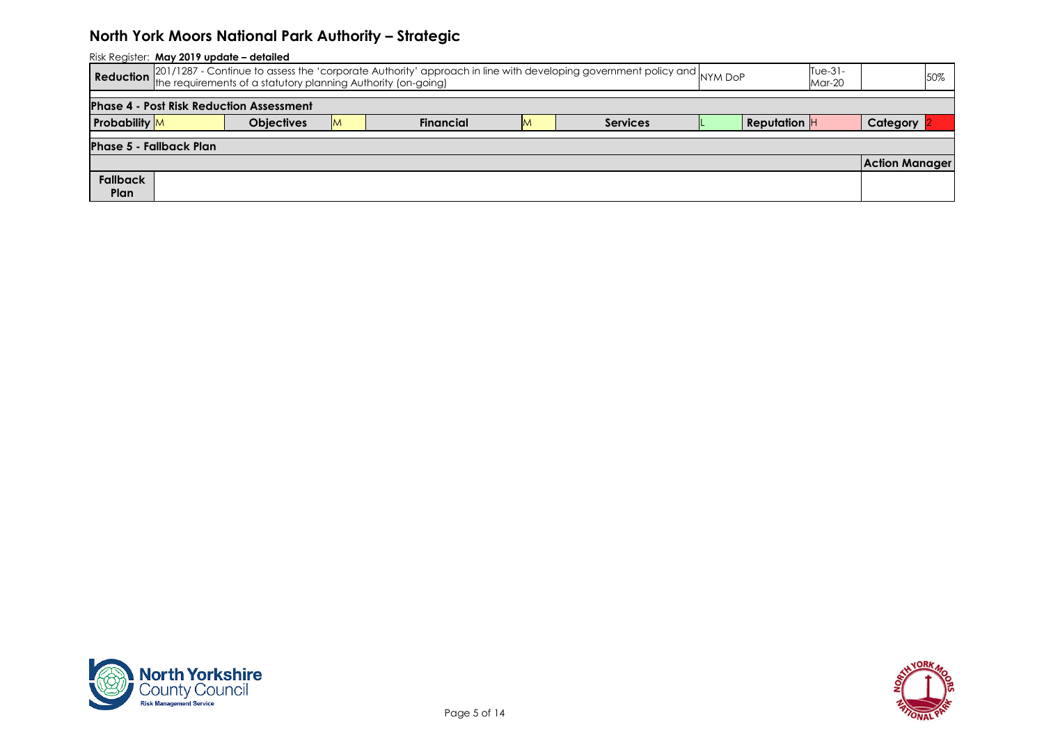# North York Moors National Park Authority – Strategic

Risk Register: **May 2019 update – detailed**

| **Reduction** | 201/1287 - Continue to assess the 'corporate Authority' approach in line with developing government policy and the requirements of a statutory planning Authority (on-going) | NYM DoP | Tue-31-Mar-20 | | 50% |
|---|---|---|---|---|---|

**Phase 4 - Post Risk Reduction Assessment**

| **Probability** | M | **Objectives** | M | **Financial** | M | **Services** | L | **Reputation** | H | **Category** | 2 |
|---|---|---|---|---|---|---|---|---|---|---|---|

**Phase 5 - Fallback Plan**

| | | **Action Manager** |
|---|---|---|
| **Fallback Plan** | | |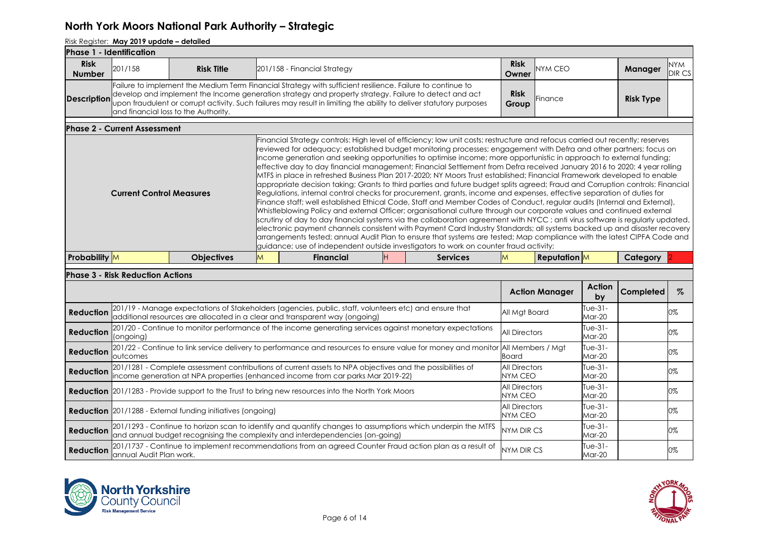# North York Moors National Park Authority – Strategic

Risk Register: **May 2019 update – detailed**

## Phase 1 - Identification

| | | | | | | | |
|---|---|---|---|---|---|---|---|
| **Risk Number** | 201/158 | **Risk Title** | 201/158 - Financial Strategy | **Risk Owner** | NYM CEO | **Manager** | NYM DIR CS |
| **Description** | Failure to implement the Medium Term Financial Strategy with sufficient resilience. Failure to continue to develop and implement the Income generation strategy and property strategy. Failure to detect and act upon fraudulent or corrupt activity. Such failures may result in limiting the ability to deliver statutory purposes and financial loss to the Authority. | | | **Risk Group** | Finance | **Risk Type** | |

## Phase 2 - Current Assessment

**Current Control Measures**

Financial Strategy controls: High level of efficiency; low unit costs; restructure and refocus carried out recently; reserves reviewed for adequacy; established budget monitoring processes; engagement with Defra and other partners; focus on income generation and seeking opportunities to optimise income; more opportunistic in approach to external funding; effective day to day financial management; Financial Settlement from Defra received January 2016 to 2020; 4 year rolling MTFS in place in refreshed Business Plan 2017-2020; NY Moors Trust established; Financial Framework developed to enable appropriate decision taking; Grants to third parties and future budget splits agreed; Fraud and Corruption controls: Financial Regulations, internal control checks for procurement, grants, income and expenses, effective separation of duties for Finance staff; well established Ethical Code, Staff and Member Codes of Conduct, regular audits (Internal and External), Whistleblowing Policy and external Officer; organisational culture through our corporate values and continued external scrutiny of day to day financial systems via the collaboration agreement with NYCC ; anti virus software is regularly updated, electronic payment channels consistent with Payment Card Industry Standards; all systems backed up and disaster recovery arrangements tested; annual Audit Plan to ensure that systems are tested; Map compliance with the latest CIPFA Code and guidance; use of independent outside investigators to work on counter fraud activity;

| **Probability** | **Objectives** | **Financial** | **Services** | **Reputation** | **Category** |
|---|---|---|---|---|---|
| M | M | H | M | M | 2 |

## Phase 3 - Risk Reduction Actions

| | | **Action Manager** | **Action by** | **Completed** | **%** |
|---|---|---|---|---|---|
| **Reduction** | 201/19 - Manage expectations of Stakeholders (agencies, public, staff, volunteers etc) and ensure that additional resources are allocated in a clear and transparent way (ongoing) | All Mgt Board | Tue-31-Mar-20 | | 0% |
| **Reduction** | 201/20 - Continue to monitor performance of the income generating services against monetary expectations (ongoing) | All Directors | Tue-31-Mar-20 | | 0% |
| **Reduction** | 201/22 - Continue to link service delivery to performance and resources to ensure value for money and monitor outcomes | All Members / Mgt Board | Tue-31-Mar-20 | | 0% |
| **Reduction** | 201/1281 - Complete assessment contributions of current assets to NPA objectives and the possibilities of income generation at NPA properties (enhanced income from car parks Mar 2019-22) | All Directors NYM CEO | Tue-31-Mar-20 | | 0% |
| **Reduction** | 201/1283 - Provide support to the Trust to bring new resources into the North York Moors | All Directors NYM CEO | Tue-31-Mar-20 | | 0% |
| **Reduction** | 201/1288 - External funding initiatives (ongoing) | All Directors NYM CEO | Tue-31-Mar-20 | | 0% |
| **Reduction** | 201/1293 - Continue to horizon scan to identify and quantify changes to assumptions which underpin the MTFS and annual budget recognising the complexity and interdependencies (on-going) | NYM DIR CS | Tue-31-Mar-20 | | 0% |
| **Reduction** | 201/1737 - Continue to implement recommendations from an agreed Counter Fraud action plan as a result of annual Audit Plan work. | NYM DIR CS | Tue-31-Mar-20 | | 0% |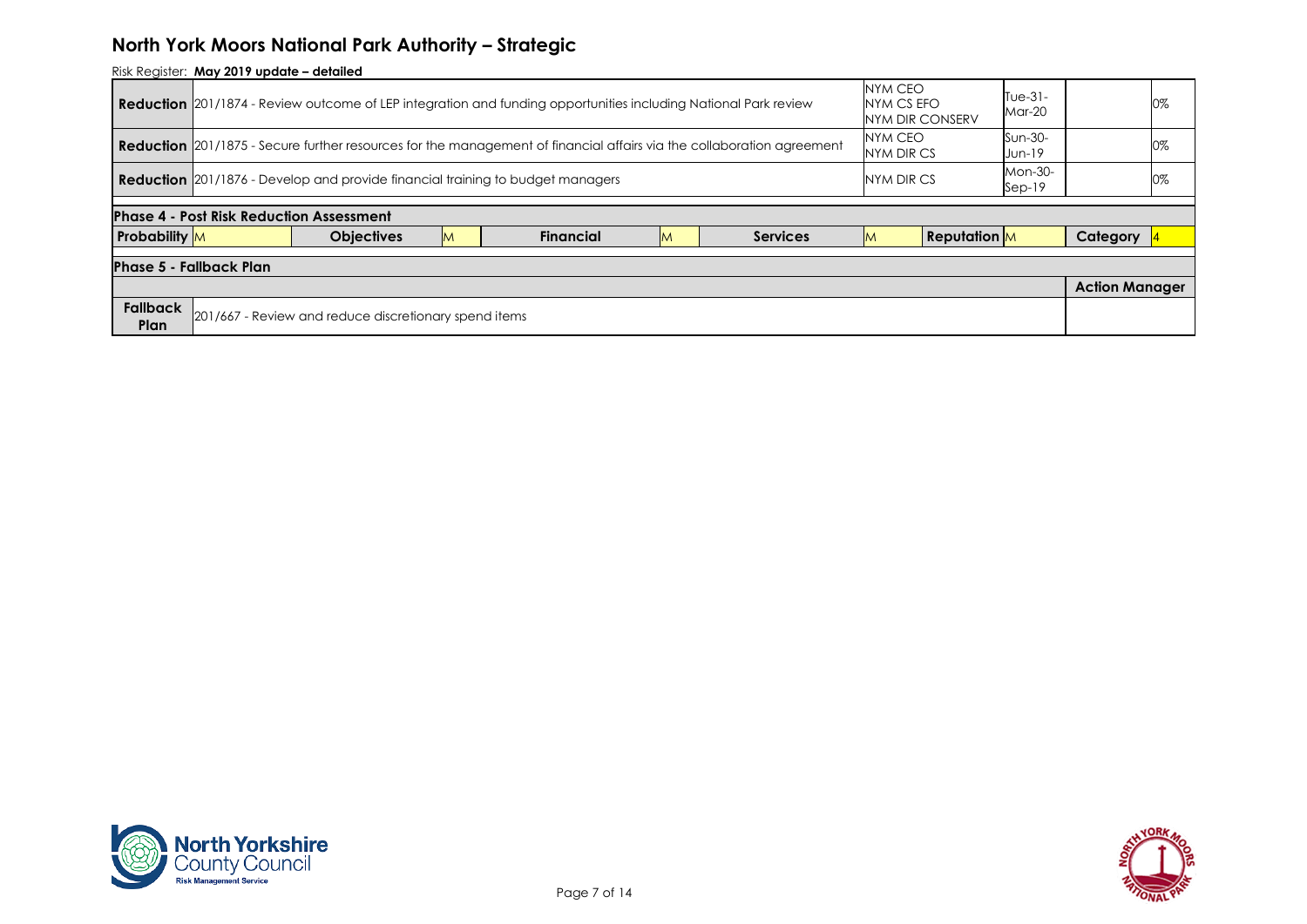# North York Moors National Park Authority – Strategic

Risk Register: **May 2019 update – detailed**

| | | | | |
|---|---|---|---|---|
| **Reduction** | 201/1874 - Review outcome of LEP integration and funding opportunities including National Park review | NYM CEO<br>NYM CS EFO<br>NYM DIR CONSERV | Tue-31-Mar-20 | 0% |
| **Reduction** | 201/1875 - Secure further resources for the management of financial affairs via the collaboration agreement | NYM CEO<br>NYM DIR CS | Sun-30-Jun-19 | 0% |
| **Reduction** | 201/1876 - Develop and provide financial training to budget managers | NYM DIR CS | Mon-30-Sep-19 | 0% |

**Phase 4 - Post Risk Reduction Assessment**

| Probability | Objectives | Financial | Services | Reputation | Category |
|---|---|---|---|---|---|
| M | M | M | M | M | 4 |

**Phase 5 - Fallback Plan**

| | | Action Manager |
|---|---|---|
| **Fallback Plan** | 201/667 - Review and reduce discretionary spend items | |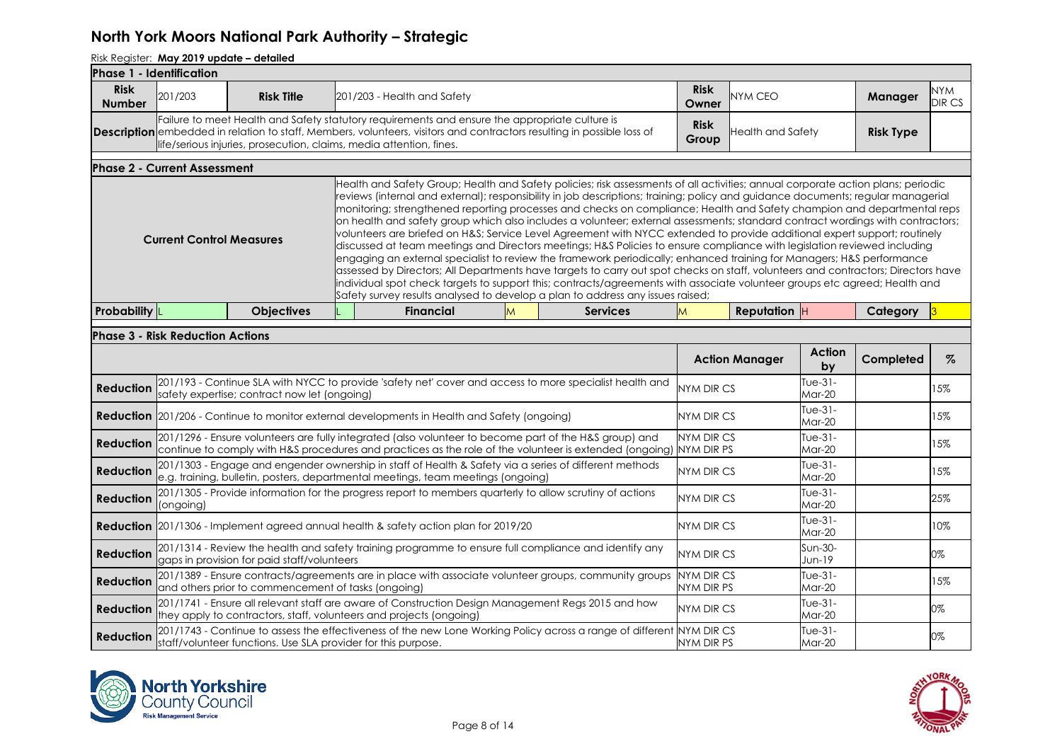# North York Moors National Park Authority – Strategic

Risk Register: **May 2019 update – detailed**

**Phase 1 - Identification**

| | | | | | | | |
|---|---|---|---|---|---|---|---|
| **Risk Number** | 201/203 | **Risk Title** | 201/203 - Health and Safety | **Risk Owner** | NYM CEO | **Manager** | NYM DIR CS |
| **Description** | Failure to meet Health and Safety statutory requirements and ensure the appropriate culture is embedded in relation to staff, Members, volunteers, visitors and contractors resulting in possible loss of life/serious injuries, prosecution, claims, media attention, fines. | | | **Risk Group** | Health and Safety | **Risk Type** | |

**Phase 2 - Current Assessment**

| | |
|---|---|
| **Current Control Measures** | Health and Safety Group; Health and Safety policies; risk assessments of all activities; annual corporate action plans; periodic reviews (internal and external); responsibility in job descriptions; training; policy and guidance documents; regular managerial monitoring; strengthened reporting processes and checks on compliance; Health and Safety champion and departmental reps on health and safety group which also includes a volunteer; external assessments; standard contract wordings with contractors; volunteers are briefed on H&S; Service Level Agreement with NYCC extended to provide additional expert support; routinely discussed at team meetings and Directors meetings; H&S Policies to ensure compliance with legislation reviewed including engaging an external specialist to review the framework periodically; enhanced training for Managers; H&S performance assessed by Directors; All Departments have targets to carry out spot checks on staff, volunteers and contractors; Directors have individual spot check targets to support this; contracts/agreements with associate volunteer groups etc agreed; Health and Safety survey results analysed to develop a plan to address any issues raised; |

| **Probability** | **Objectives** | **Financial** | **Services** | **Reputation** | **Category** |
|---|---|---|---|---|---|
| L | L | M | M | H | 3 |

**Phase 3 - Risk Reduction Actions**

| | | **Action Manager** | **Action by** | **Completed** | **%** |
|---|---|---|---|---|---|
| **Reduction** | 201/193 - Continue SLA with NYCC to provide 'safety net' cover and access to more specialist health and safety expertise; contract now let (ongoing) | NYM DIR CS | Tue-31-Mar-20 | | 15% |
| **Reduction** | 201/206 - Continue to monitor external developments in Health and Safety (ongoing) | NYM DIR CS | Tue-31-Mar-20 | | 15% |
| **Reduction** | 201/1296 - Ensure volunteers are fully integrated (also volunteer to become part of the H&S group) and continue to comply with H&S procedures and practices as the role of the volunteer is extended (ongoing) | NYM DIR CS<br>NYM DIR PS | Tue-31-Mar-20 | | 15% |
| **Reduction** | 201/1303 - Engage and engender ownership in staff of Health & Safety via a series of different methods e.g. training, bulletin, posters, departmental meetings, team meetings (ongoing) | NYM DIR CS | Tue-31-Mar-20 | | 15% |
| **Reduction** | 201/1305 - Provide information for the progress report to members quarterly to allow scrutiny of actions (ongoing) | NYM DIR CS | Tue-31-Mar-20 | | 25% |
| **Reduction** | 201/1306 - Implement agreed annual health & safety action plan for 2019/20 | NYM DIR CS | Tue-31-Mar-20 | | 10% |
| **Reduction** | 201/1314 - Review the health and safety training programme to ensure full compliance and identify any gaps in provision for paid staff/volunteers | NYM DIR CS | Sun-30-Jun-19 | | 0% |
| **Reduction** | 201/1389 - Ensure contracts/agreements are in place with associate volunteer groups, community groups and others prior to commencement of tasks (ongoing) | NYM DIR CS<br>NYM DIR PS | Tue-31-Mar-20 | | 15% |
| **Reduction** | 201/1741 - Ensure all relevant staff are aware of Construction Design Management Regs 2015 and how they apply to contractors, staff, volunteers and projects (ongoing) | NYM DIR CS | Tue-31-Mar-20 | | 0% |
| **Reduction** | 201/1743 - Continue to assess the effectiveness of the new Lone Working Policy across a range of different staff/volunteer functions. Use SLA provider for this purpose. | NYM DIR CS<br>NYM DIR PS | Tue-31-Mar-20 | | 0% |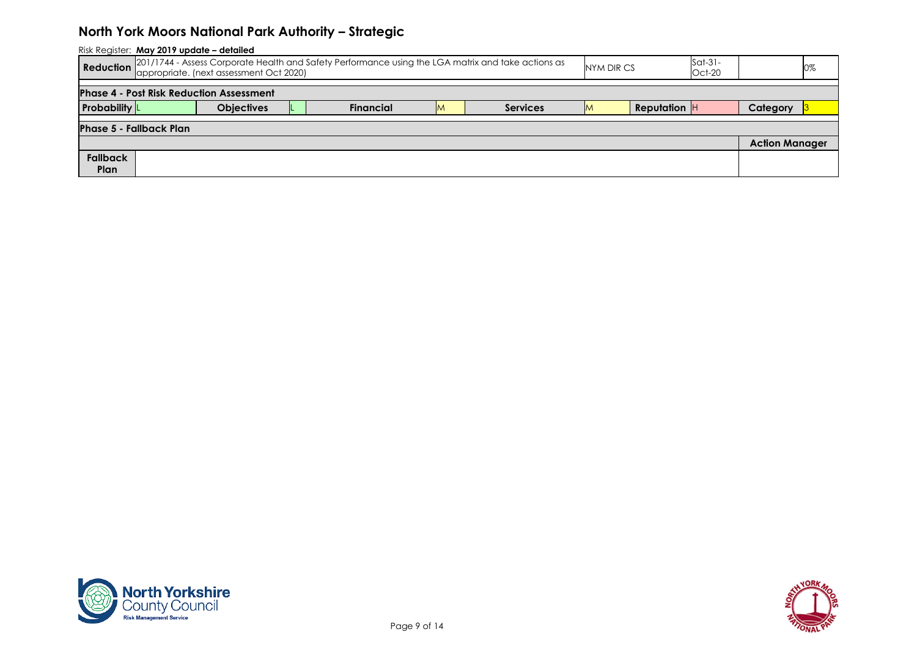# North York Moors National Park Authority – Strategic

Risk Register: **May 2019 update – detailed**

| **Reduction** | 201/1744 - Assess Corporate Health and Safety Performance using the LGA matrix and take actions as appropriate. (next assessment Oct 2020) | NYM DIR CS | Sat-31-Oct-20 | | 0% |
|---|---|---|---|---|---|

**Phase 4 - Post Risk Reduction Assessment**

| **Probability** | L | **Objectives** | L | **Financial** | M | **Services** | M | **Reputation** | H | **Category** | 3 |
|---|---|---|---|---|---|---|---|---|---|---|---|

**Phase 5 - Fallback Plan**

| | | **Action Manager** |
|---|---|---|
| **Fallback Plan** | | |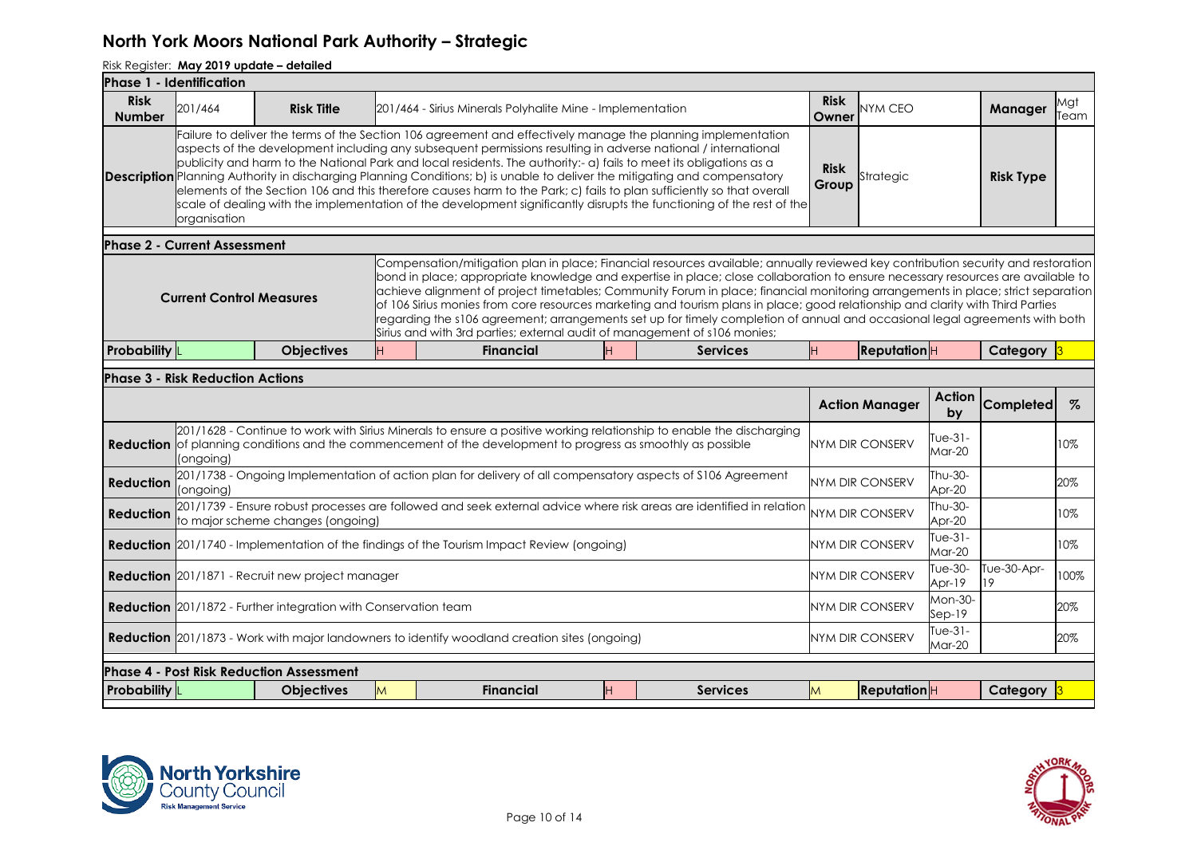# North York Moors National Park Authority – Strategic

Risk Register: **May 2019 update – detailed**

**Phase 1 - Identification**

| | | | | | |
|---|---|---|---|---|---|
| **Risk Number** | 201/464 | **Risk Title** | 201/464 - Sirius Minerals Polyhalite Mine - Implementation | **Risk Owner** | NYM CEO |
| **Manager** | Mgt Team | | | | |
| **Description** | Failure to deliver the terms of the Section 106 agreement and effectively manage the planning implementation aspects of the development including any subsequent permissions resulting in adverse national / international publicity and harm to the National Park and local residents. The authority:- a) fails to meet its obligations as a Planning Authority in discharging Planning Conditions; b) is unable to deliver the mitigating and compensatory elements of the Section 106 and this therefore causes harm to the Park; c) fails to plan sufficiently so that overall scale of dealing with the implementation of the development significantly disrupts the functioning of the rest of the organisation | **Risk Group** | Strategic | **Risk Type** | |

**Phase 2 - Current Assessment**

**Current Control Measures:** Compensation/mitigation plan in place; Financial resources available; annually reviewed key contribution security and restoration bond in place; appropriate knowledge and expertise in place; close collaboration to ensure necessary resources are available to achieve alignment of project timetables; Community Forum in place; financial monitoring arrangements in place; strict separation of 106 Sirius monies from core resources marketing and tourism plans in place; good relationship and clarity with Third Parties regarding the s106 agreement; arrangements set up for timely completion of annual and occasional legal agreements with both Sirius and with 3rd parties; external audit of management of s106 monies;

| Probability | Objectives | Financial | Services | Reputation | Category |
|---|---|---|---|---|---|
| L | H | H | H | H | 3 |

**Phase 3 - Risk Reduction Actions**

| | | Action Manager | Action by | Completed | % |
|---|---|---|---|---|---|
| **Reduction** | 201/1628 - Continue to work with Sirius Minerals to ensure a positive working relationship to enable the discharging of planning conditions and the commencement of the development to progress as smoothly as possible (ongoing) | NYM DIR CONSERV | Tue-31-Mar-20 | | 10% |
| **Reduction** | 201/1738 - Ongoing Implementation of action plan for delivery of all compensatory aspects of S106 Agreement (ongoing) | NYM DIR CONSERV | Thu-30-Apr-20 | | 20% |
| **Reduction** | 201/1739 - Ensure robust processes are followed and seek external advice where risk areas are identified in relation to major scheme changes (ongoing) | NYM DIR CONSERV | Thu-30-Apr-20 | | 10% |
| **Reduction** | 201/1740 - Implementation of the findings of the Tourism Impact Review (ongoing) | NYM DIR CONSERV | Tue-31-Mar-20 | | 10% |
| **Reduction** | 201/1871 - Recruit new project manager | NYM DIR CONSERV | Tue-30-Apr-19 | Tue-30-Apr-19 | 100% |
| **Reduction** | 201/1872 - Further integration with Conservation team | NYM DIR CONSERV | Mon-30-Sep-19 | | 20% |
| **Reduction** | 201/1873 - Work with major landowners to identify woodland creation sites (ongoing) | NYM DIR CONSERV | Tue-31-Mar-20 | | 20% |

**Phase 4 - Post Risk Reduction Assessment**

| Probability | Objectives | Financial | Services | Reputation | Category |
|---|---|---|---|---|---|
| L | M | H | M | H | 3 |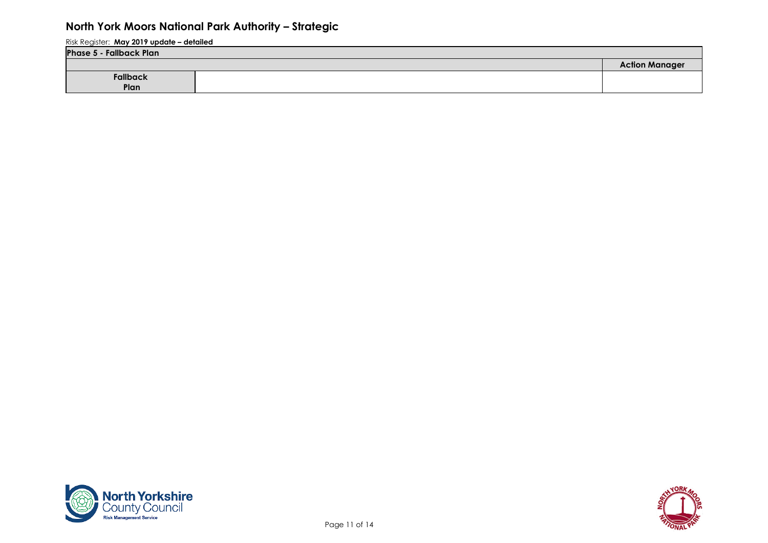# North York Moors National Park Authority – Strategic

Risk Register: **May 2019 update – detailed**

| Phase 5 - Fallback Plan | | |
|---|---|---|
| | | **Action Manager** |
| **Fallback Plan** | | |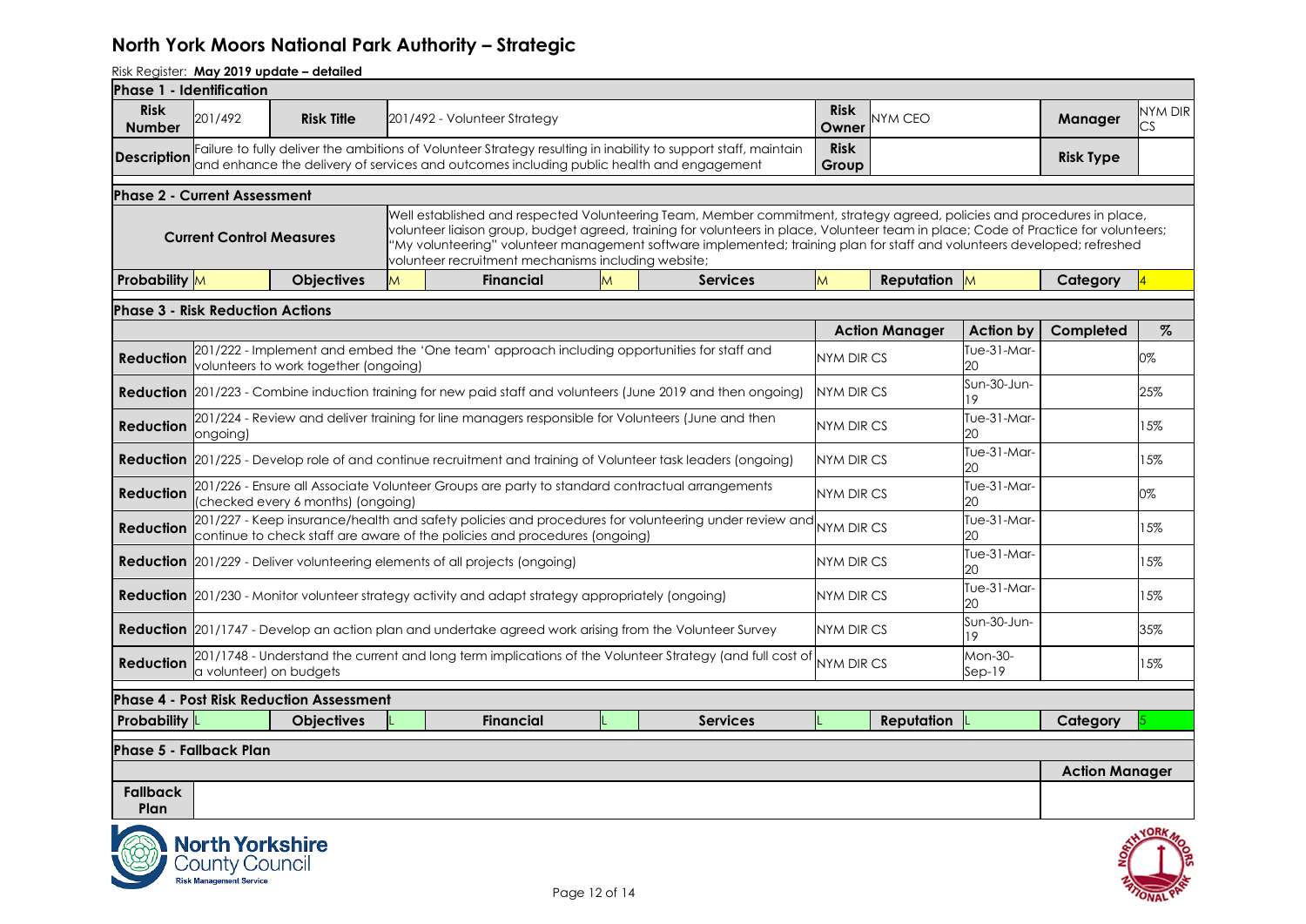# North York Moors National Park Authority – Strategic

Risk Register: **May 2019 update – detailed**

**Phase 1 - Identification**

| | | | | | | | |
|---|---|---|---|---|---|---|---|
| **Risk Number** | 201/492 | **Risk Title** | 201/492 - Volunteer Strategy | **Risk Owner** | NYM CEO | **Manager** | NYM DIR CS |
| **Description** | Failure to fully deliver the ambitions of Volunteer Strategy resulting in inability to support staff, maintain and enhance the delivery of services and outcomes including public health and engagement | | | **Risk Group** | | **Risk Type** | |

**Phase 2 - Current Assessment**

| | |
|---|---|
| **Current Control Measures** | Well established and respected Volunteering Team, Member commitment, strategy agreed, policies and procedures in place, volunteer liaison group, budget agreed, training for volunteers in place, Volunteer team in place; Code of Practice for volunteers; "My volunteering" volunteer management software implemented; training plan for staff and volunteers developed; refreshed volunteer recruitment mechanisms including website; |

| **Probability** | **Objectives** | **Financial** | **Services** | **Reputation** | **Category** |
|---|---|---|---|---|---|
| M | M | M | M | M | 4 |

**Phase 3 - Risk Reduction Actions**

| | | **Action Manager** | **Action by** | **Completed** | **%** |
|---|---|---|---|---|---|
| **Reduction** | 201/222 - Implement and embed the 'One team' approach including opportunities for staff and volunteers to work together (ongoing) | NYM DIR CS | Tue-31-Mar-20 | | 0% |
| **Reduction** | 201/223 - Combine induction training for new paid staff and volunteers (June 2019 and then ongoing) | NYM DIR CS | Sun-30-Jun-19 | | 25% |
| **Reduction** | 201/224 - Review and deliver training for line managers responsible for Volunteers (June and then ongoing) | NYM DIR CS | Tue-31-Mar-20 | | 15% |
| **Reduction** | 201/225 - Develop role of and continue recruitment and training of Volunteer task leaders (ongoing) | NYM DIR CS | Tue-31-Mar-20 | | 15% |
| **Reduction** | 201/226 - Ensure all Associate Volunteer Groups are party to standard contractual arrangements (checked every 6 months) (ongoing) | NYM DIR CS | Tue-31-Mar-20 | | 0% |
| **Reduction** | 201/227 - Keep insurance/health and safety policies and procedures for volunteering under review and continue to check staff are aware of the policies and procedures (ongoing) | NYM DIR CS | Tue-31-Mar-20 | | 15% |
| **Reduction** | 201/229 - Deliver volunteering elements of all projects (ongoing) | NYM DIR CS | Tue-31-Mar-20 | | 15% |
| **Reduction** | 201/230 - Monitor volunteer strategy activity and adapt strategy appropriately (ongoing) | NYM DIR CS | Tue-31-Mar-20 | | 15% |
| **Reduction** | 201/1747 - Develop an action plan and undertake agreed work arising from the Volunteer Survey | NYM DIR CS | Sun-30-Jun-19 | | 35% |
| **Reduction** | 201/1748 - Understand the current and long term implications of the Volunteer Strategy (and full cost of a volunteer) on budgets | NYM DIR CS | Mon-30-Sep-19 | | 15% |

**Phase 4 - Post Risk Reduction Assessment**

| **Probability** | **Objectives** | **Financial** | **Services** | **Reputation** | **Category** |
|---|---|---|---|---|---|
| L | L | L | L | L | 5 |

**Phase 5 - Fallback Plan**

| | | **Action Manager** |
|---|---|---|
| **Fallback Plan** | | |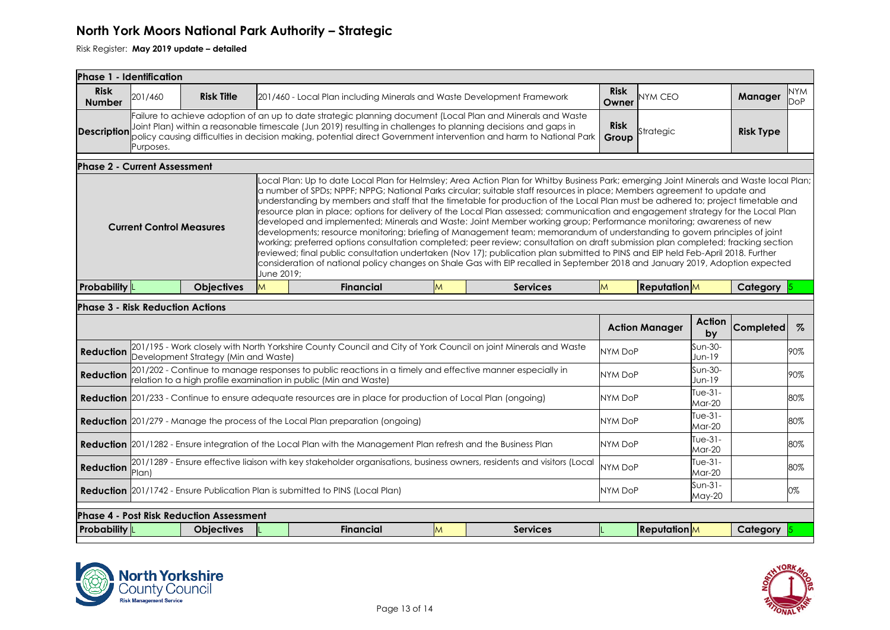# North York Moors National Park Authority – Strategic

Risk Register: **May 2019 update – detailed**

**Phase 1 - Identification**

| | | | | | |
|---|---|---|---|---|---|
| **Risk Number** | 201/460 | **Risk Title** | 201/460 - Local Plan including Minerals and Waste Development Framework | **Risk Owner** | NYM CEO |
| **Manager** | NYM DoP | | | | |
| **Description** | Failure to achieve adoption of an up to date strategic planning document (Local Plan and Minerals and Waste Joint Plan) within a reasonable timescale (Jun 2019) resulting in challenges to planning decisions and gaps in policy causing difficulties in decision making, potential direct Government intervention and harm to National Park Purposes. | **Risk Group** | Strategic | **Risk Type** | |

**Phase 2 - Current Assessment**

**Current Control Measures**

Local Plan: Up to date Local Plan for Helmsley; Area Action Plan for Whitby Business Park; emerging Joint Minerals and Waste local Plan; a number of SPDs; NPPF; NPPG; National Parks circular; suitable staff resources in place; Members agreement to update and understanding by members and staff that the timetable for production of the Local Plan must be adhered to; project timetable and resource plan in place; options for delivery of the Local Plan assessed; communication and engagement strategy for the Local Plan developed and implemented; Minerals and Waste: Joint Member working group; Performance monitoring; awareness of new developments; resource monitoring; briefing of Management team; memorandum of understanding to govern principles of joint working; preferred options consultation completed; peer review; consultation on draft submission plan completed; fracking section reviewed; final public consultation undertaken (Nov 17); publication plan submitted to PINS and EIP held Feb-April 2018. Further consideration of national policy changes on Shale Gas with EIP recalled in September 2018 and January 2019, Adoption expected June 2019;

| Probability | Objectives | Financial | Services | Reputation | Category |
|---|---|---|---|---|---|
| L | M | M | M | M | 5 |

**Phase 3 - Risk Reduction Actions**

| | | Action Manager | Action by | Completed | % |
|---|---|---|---|---|---|
| **Reduction** | 201/195 - Work closely with North Yorkshire County Council and City of York Council on joint Minerals and Waste Development Strategy (Min and Waste) | NYM DoP | Sun-30-Jun-19 | | 90% |
| **Reduction** | 201/202 - Continue to manage responses to public reactions in a timely and effective manner especially in relation to a high profile examination in public (Min and Waste) | NYM DoP | Sun-30-Jun-19 | | 90% |
| **Reduction** | 201/233 - Continue to ensure adequate resources are in place for production of Local Plan (ongoing) | NYM DoP | Tue-31-Mar-20 | | 80% |
| **Reduction** | 201/279 - Manage the process of the Local Plan preparation (ongoing) | NYM DoP | Tue-31-Mar-20 | | 80% |
| **Reduction** | 201/1282 - Ensure integration of the Local Plan with the Management Plan refresh and the Business Plan | NYM DoP | Tue-31-Mar-20 | | 80% |
| **Reduction** | 201/1289 - Ensure effective liaison with key stakeholder organisations, business owners, residents and visitors (Local Plan) | NYM DoP | Tue-31-Mar-20 | | 80% |
| **Reduction** | 201/1742 - Ensure Publication Plan is submitted to PINS (Local Plan) | NYM DoP | Sun-31-May-20 | | 0% |

**Phase 4 - Post Risk Reduction Assessment**

| Probability | Objectives | Financial | Services | Reputation | Category |
|---|---|---|---|---|---|
| L | L | M | L | M | 5 |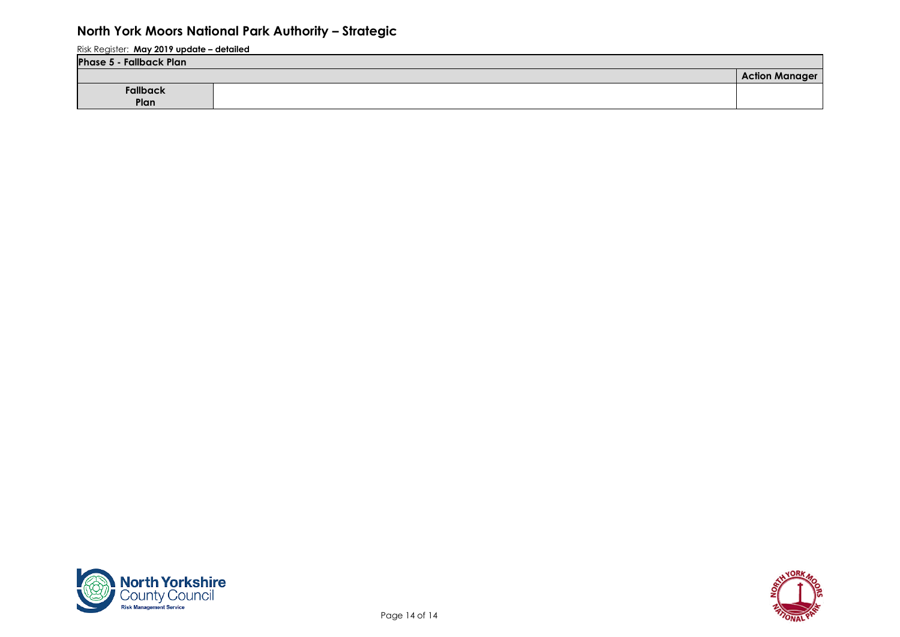## North York Moors National Park Authority – Strategic

Risk Register: **May 2019 update – detailed**

| Phase 5 - Fallback Plan | | |
|---|---|---|
| | | **Action Manager** |
| **Fallback Plan** | | |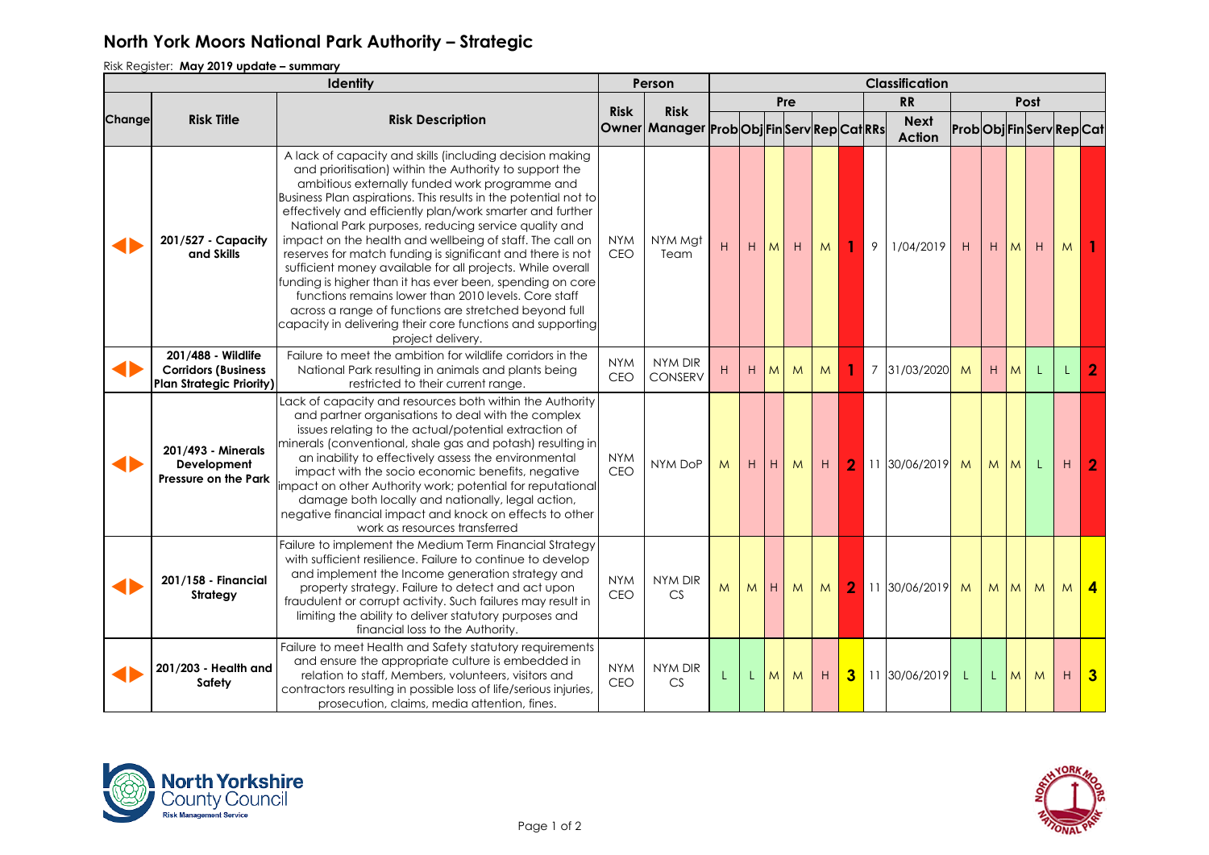# North York Moors National Park Authority – Strategic

Risk Register: **May 2019 update – summary**

| Identity | | | Person | | Classification | | | | | | | | | | | | | | |
|---|---|---|---|---|---|---|---|---|---|---|---|---|---|---|---|---|---|---|---|
| | | | | | Pre | | | | | | RR | | Post | | | | | | |
| Change | Risk Title | Risk Description | Risk Owner | Risk Manager | Prob | Obj | Fin | Serv | Rep | Cat | RRs | Next Action | Prob | Obj | Fin | Serv | Rep | Cat |
| ◀▶ | **201/527 - Capacity and Skills** | A lack of capacity and skills (including decision making and prioritisation) within the Authority to support the ambitious externally funded work programme and Business Plan aspirations. This results in the potential not to effectively and efficiently plan/work smarter and further National Park purposes, reducing service quality and impact on the health and wellbeing of staff. The call on reserves for match funding is significant and there is not sufficient money available for all projects. While overall funding is higher than it has ever been, spending on core functions remains lower than 2010 levels. Core staff across a range of functions are stretched beyond full capacity in delivering their core functions and supporting project delivery. | NYM CEO | NYM Mgt Team | H | H | M | H | M | 1 | 9 | 1/04/2019 | H | H | M | H | M | 1 |
| ◀▶ | **201/488 - Wildlife Corridors (Business Plan Strategic Priority)** | Failure to meet the ambition for wildlife corridors in the National Park resulting in animals and plants being restricted to their current range. | NYM CEO | NYM DIR CONSERV | H | H | M | M | M | 1 | 7 | 31/03/2020 | M | H | M | L | L | 2 |
| ◀▶ | **201/493 - Minerals Development Pressure on the Park** | Lack of capacity and resources both within the Authority and partner organisations to deal with the complex issues relating to the actual/potential extraction of minerals (conventional, shale gas and potash) resulting in an inability to effectively assess the environmental impact with the socio economic benefits, negative impact on other Authority work; potential for reputational damage both locally and nationally, legal action, negative financial impact and knock on effects to other work as resources transferred | NYM CEO | NYM DoP | M | H | H | M | H | 2 | 11 | 30/06/2019 | M | M | M | L | H | 2 |
| ◀▶ | **201/158 - Financial Strategy** | Failure to implement the Medium Term Financial Strategy with sufficient resilience. Failure to continue to develop and implement the Income generation strategy and property strategy. Failure to detect and act upon fraudulent or corrupt activity. Such failures may result in limiting the ability to deliver statutory purposes and financial loss to the Authority. | NYM CEO | NYM DIR CS | M | M | H | M | M | 2 | 11 | 30/06/2019 | M | M | M | M | M | 4 |
| ◀▶ | **201/203 - Health and Safety** | Failure to meet Health and Safety statutory requirements and ensure the appropriate culture is embedded in relation to staff, Members, volunteers, visitors and contractors resulting in possible loss of life/serious injuries, prosecution, claims, media attention, fines. | NYM CEO | NYM DIR CS | L | L | M | M | H | 3 | 11 | 30/06/2019 | L | L | M | M | H | 3 |

North Yorkshire County Council Risk Management Service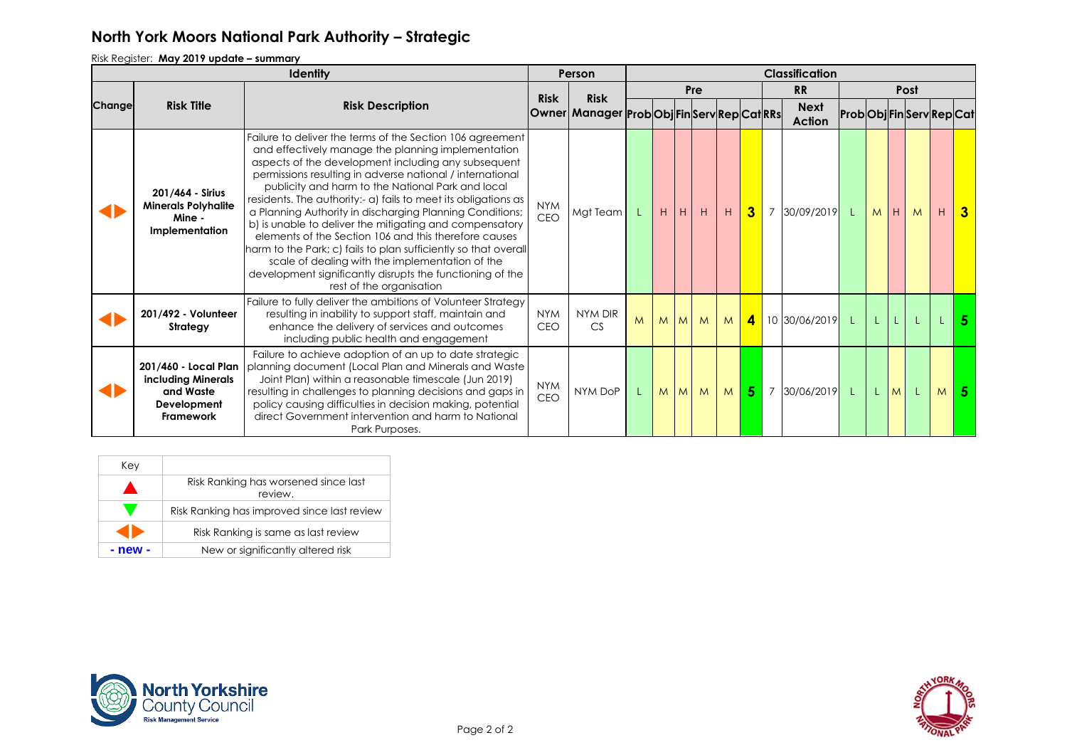# North York Moors National Park Authority – Strategic

Risk Register: **May 2019 update – summary**

| Identity | | | Person | | Classification | | | | | | | | | | | | | | | |
|---|---|---|---|---|---|---|---|---|---|---|---|---|---|---|---|---|---|---|---|---|
| | | | | | Pre | | | | | | RR | | Post | | | | | | | |
| Change | Risk Title | Risk Description | Risk Owner | Risk Manager | Prob | Obj | Fin | Serv | Rep | Cat | RRs | Next Action | Prob | Obj | Fin | Serv | Rep | Cat | | |
| ◀▶ | **201/464 - Sirius Minerals Polyhalite Mine - Implementation** | Failure to deliver the terms of the Section 106 agreement and effectively manage the planning implementation aspects of the development including any subsequent permissions resulting in adverse national / international publicity and harm to the National Park and local residents. The authority:- a) fails to meet its obligations as a Planning Authority in discharging Planning Conditions; b) is unable to deliver the mitigating and compensatory elements of the Section 106 and this therefore causes harm to the Park; c) fails to plan sufficiently so that overall scale of dealing with the implementation of the development significantly disrupts the functioning of the rest of the organisation | NYM CEO | Mgt Team | L | H | H | H | H | 3 | 7 | 30/09/2019 | L | M | H | M | H | 3 | | |
| ◀▶ | **201/492 - Volunteer Strategy** | Failure to fully deliver the ambitions of Volunteer Strategy resulting in inability to support staff, maintain and enhance the delivery of services and outcomes including public health and engagement | NYM CEO | NYM DIR CS | M | M | M | M | M | 4 | 10 | 30/06/2019 | L | L | L | L | L | 5 | | |
| ◀▶ | **201/460 - Local Plan including Minerals and Waste Development Framework** | Failure to achieve adoption of an up to date strategic planning document (Local Plan and Minerals and Waste Joint Plan) within a reasonable timescale (Jun 2019) resulting in challenges to planning decisions and gaps in policy causing difficulties in decision making, potential direct Government intervention and harm to National Park Purposes. | NYM CEO | NYM DoP | L | M | M | M | M | 5 | 7 | 30/06/2019 | L | L | M | L | M | 5 | | |

| Key | |
|---|---|
| ▲ | Risk Ranking has worsened since last review. |
| ▼ | Risk Ranking has improved since last review |
| ◀▶ | Risk Ranking is same as last review |
| - new - | New or significantly altered risk |

North Yorkshire County Council
Risk Management Service